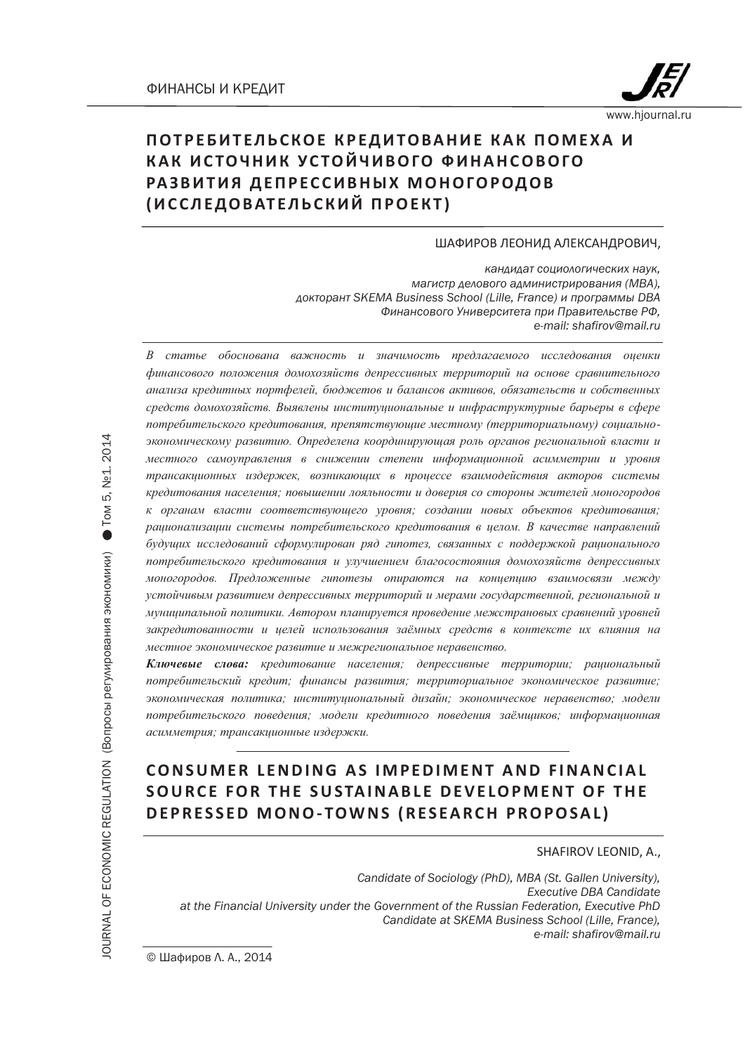# ПОТРЕБИТЕЛЬСКОЕ КРЕДИТОВАНИЕ КАК ПОМЕХА И КАК ИСТОЧНИК УСТОЙЧИВОГО ФИНАНСОВОГО РАЗВИТИЯ ДЕПРЕССИВНЫХ МОНОГОРОДОВ (ИССЛЕДОВАТЕЛЬСКИЙ ПРОЕКТ)

ШАФИРОВ ЛЕОНИД АЛЕКСАНДРОВИЧ,

*кандидат социологических наук,*
*магистр делового администрирования (MBA),*
*докторант SKEMA Business School (Lille, France) и программы DBA*
*Финансового Университета при Правительстве РФ,*
*e-mail: shafirov@mail.ru*

*В статье обоснована важность и значимость предлагаемого исследования оценки финансового положения домохозяйств депрессивных территорий на основе сравнительного анализа кредитных портфелей, бюджетов и балансов активов, обязательств и собственных средств домохозяйств. Выявлены институциональные и инфраструктурные барьеры в сфере потребительского кредитования, препятствующие местному (территориальному) социально-экономическому развитию. Определена координирующая роль органов региональной власти и местного самоуправления в снижении степени информационной асимметрии и уровня трансакционных издержек, возникающих в процессе взаимодействия акторов системы кредитования населения; повышении лояльности и доверия со стороны жителей моногородов к органам власти соответствующего уровня; создании новых объектов кредитования; рационализации системы потребительского кредитования в целом. В качестве направлений будущих исследований сформулирован ряд гипотез, связанных с поддержкой рационального потребительского кредитования и улучшением благосостояния домохозяйств депрессивных моногородов. Предложенные гипотезы опираются на концепцию взаимосвязи между устойчивым развитием депрессивных территорий и мерами государственной, региональной и муниципальной политики. Автором планируется проведение межстрановых сравнений уровней закредитованности и целей использования заёмных средств в контексте их влияния на местное экономическое развитие и межрегиональное неравенство.*

***Ключевые слова:*** *кредитование населения; депрессивные территории; рациональный потребительский кредит; финансы развития; территориальное экономическое развитие; экономическая политика; институциональный дизайн; экономическое неравенство; модели потребительского поведения; модели кредитного поведения заёмщиков; информационная асимметрия; трансакционные издержки.*

# CONSUMER LENDING AS IMPEDIMENT AND FINANCIAL SOURCE FOR THE SUSTAINABLE DEVELOPMENT OF THE DEPRESSED MONO-TOWNS (RESEARCH PROPOSAL)

SHAFIROV LEONID, A.,

*Candidate of Sociology (PhD), MBA (St. Gallen University),*
*Executive DBA Candidate*
*at the Financial University under the Government of the Russian Federation, Executive PhD*
*Candidate at SKEMA Business School (Lille, France),*
*e-mail: shafirov@mail.ru*

© Шафиров Л. А., 2014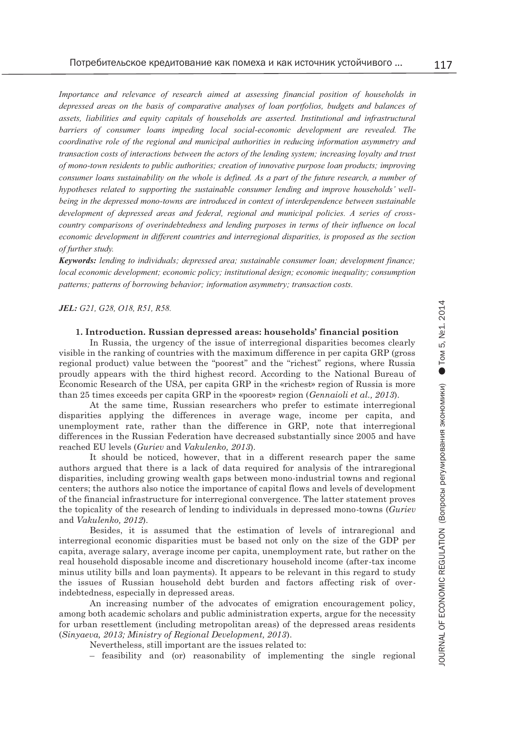*Importance and relevance of research aimed at assessing financial position of households in depressed areas on the basis of comparative analyses of loan portfolios, budgets and balances of assets, liabilities and equity capitals of households are asserted. Institutional and infrastructural barriers of consumer loans impeding local social-economic development are revealed. The coordinative role of the regional and municipal authorities in reducing information asymmetry and transaction costs of interactions between the actors of the lending system; increasing loyalty and trust of mono-town residents to public authorities; creation of innovative purpose loan products; improving consumer loans sustainability on the whole is defined. As a part of the future research, a number of hypotheses related to supporting the sustainable consumer lending and improve households' well-being in the depressed mono-towns are introduced in context of interdependence between sustainable development of depressed areas and federal, regional and municipal policies. A series of cross-country comparisons of overindebtedness and lending purposes in terms of their influence on local economic development in different countries and interregional disparities, is proposed as the section of further study.*

***Keywords:*** *lending to individuals; depressed area; sustainable consumer loan; development finance; local economic development; economic policy; institutional design; economic inequality; consumption patterns; patterns of borrowing behavior; information asymmetry; transaction costs.*

***JEL:*** *G21, G28, O18, R51, R58.*

## 1. Introduction. Russian depressed areas: households' financial position

In Russia, the urgency of the issue of interregional disparities becomes clearly visible in the ranking of countries with the maximum difference in per capita GRP (gross regional product) value between the "poorest" and the "richest" regions, where Russia proudly appears with the third highest record. According to the National Bureau of Economic Research of the USA, per capita GRP in the «richest» region of Russia is more than 25 times exceeds per capita GRP in the «poorest» region (*Gennaioli et al., 2013*).

At the same time, Russian researchers who prefer to estimate interregional disparities applying the differences in average wage, income per capita, and unemployment rate, rather than the difference in GRP, note that interregional differences in the Russian Federation have decreased substantially since 2005 and have reached EU levels (*Guriev* and *Vakulenko, 2013*).

It should be noticed, however, that in a different research paper the same authors argued that there is a lack of data required for analysis of the intraregional disparities, including growing wealth gaps between mono-industrial towns and regional centers; the authors also notice the importance of capital flows and levels of development of the financial infrastructure for interregional convergence. The latter statement proves the topicality of the research of lending to individuals in depressed mono-towns (*Guriev* and *Vakulenko, 2012*).

Besides, it is assumed that the estimation of levels of intraregional and interregional economic disparities must be based not only on the size of the GDP per capita, average salary, average income per capita, unemployment rate, but rather on the real household disposable income and discretionary household income (after-tax income minus utility bills and loan payments). It appears to be relevant in this regard to study the issues of Russian household debt burden and factors affecting risk of over-indebtedness, especially in depressed areas.

An increasing number of the advocates of emigration encouragement policy, among both academic scholars and public administration experts, argue for the necessity for urban resettlement (including metropolitan areas) of the depressed areas residents (*Sinyaeva, 2013; Ministry of Regional Development, 2013*).

Nevertheless, still important are the issues related to:

– feasibility and (or) reasonability of implementing the single regional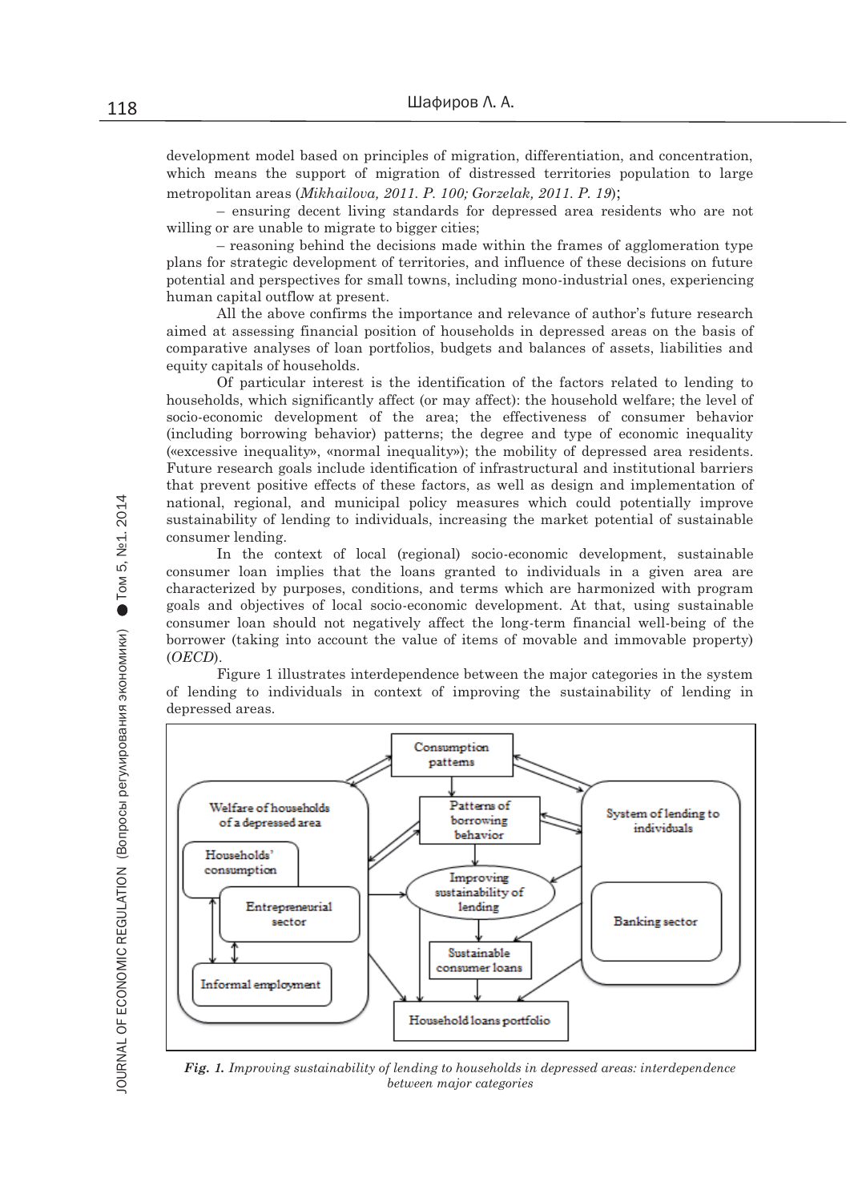development model based on principles of migration, differentiation, and concentration, which means the support of migration of distressed territories population to large metropolitan areas (*Mikhailova, 2011. P. 100; Gorzelak, 2011. P. 19*);

– ensuring decent living standards for depressed area residents who are not willing or are unable to migrate to bigger cities;

– reasoning behind the decisions made within the frames of agglomeration type plans for strategic development of territories, and influence of these decisions on future potential and perspectives for small towns, including mono-industrial ones, experiencing human capital outflow at present.

All the above confirms the importance and relevance of author's future research aimed at assessing financial position of households in depressed areas on the basis of comparative analyses of loan portfolios, budgets and balances of assets, liabilities and equity capitals of households.

Of particular interest is the identification of the factors related to lending to households, which significantly affect (or may affect): the household welfare; the level of socio-economic development of the area; the effectiveness of consumer behavior (including borrowing behavior) patterns; the degree and type of economic inequality («excessive inequality», «normal inequality»); the mobility of depressed area residents. Future research goals include identification of infrastructural and institutional barriers that prevent positive effects of these factors, as well as design and implementation of national, regional, and municipal policy measures which could potentially improve sustainability of lending to individuals, increasing the market potential of sustainable consumer lending.

In the context of local (regional) socio-economic development, sustainable consumer loan implies that the loans granted to individuals in a given area are characterized by purposes, conditions, and terms which are harmonized with program goals and objectives of local socio-economic development. At that, using sustainable consumer loan should not negatively affect the long-term financial well-being of the borrower (taking into account the value of items of movable and immovable property) (*OECD*).

Figure 1 illustrates interdependence between the major categories in the system of lending to individuals in context of improving the sustainability of lending in depressed areas.

Consumption patterns

Welfare of households of a depressed area

Households' consumption

Entrepreneurial sector

Informal employment

Patterns of borrowing behavior

Improving sustainability of lending

Sustainable consumer loans

Household loans portfolio

System of lending to individuals

Banking sector

***Fig. 1.*** *Improving sustainability of lending to households in depressed areas: interdependence between major categories*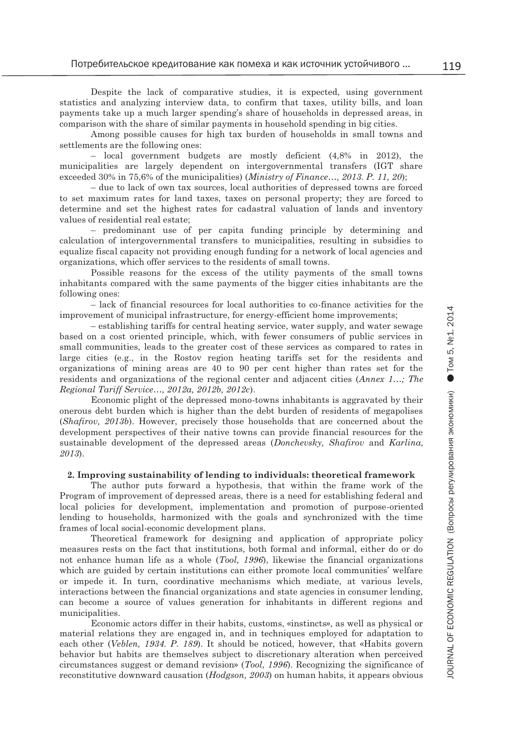Despite the lack of comparative studies, it is expected, using government statistics and analyzing interview data, to confirm that taxes, utility bills, and loan payments take up a much larger spending's share of households in depressed areas, in comparison with the share of similar payments in household spending in big cities.

Among possible causes for high tax burden of households in small towns and settlements are the following ones:

– local government budgets are mostly deficient (4,8% in 2012), the municipalities are largely dependent on intergovernmental transfers (IGT share exceeded 30% in 75,6% of the municipalities) (*Ministry of Finance…, 2013. P. 11, 20*);

– due to lack of own tax sources, local authorities of depressed towns are forced to set maximum rates for land taxes, taxes on personal property; they are forced to determine and set the highest rates for cadastral valuation of lands and inventory values of residential real estate;

– predominant use of per capita funding principle by determining and calculation of intergovernmental transfers to municipalities, resulting in subsidies to equalize fiscal capacity not providing enough funding for a network of local agencies and organizations, which offer services to the residents of small towns.

Possible reasons for the excess of the utility payments of the small towns inhabitants compared with the same payments of the bigger cities inhabitants are the following ones:

– lack of financial resources for local authorities to co-finance activities for the improvement of municipal infrastructure, for energy-efficient home improvements;

– establishing tariffs for central heating service, water supply, and water sewage based on a cost oriented principle, which, with fewer consumers of public services in small communities, leads to the greater cost of these services as compared to rates in large cities (e.g., in the Rostov region heating tariffs set for the residents and organizations of mining areas are 40 to 90 per cent higher than rates set for the residents and organizations of the regional center and adjacent cities (*Annex 1…; The Regional Tariff Service…, 2012a, 2012b, 2012c*).

Economic plight of the depressed mono-towns inhabitants is aggravated by their onerous debt burden which is higher than the debt burden of residents of megapolises (*Shafirov, 2013b*). However, precisely those households that are concerned about the development perspectives of their native towns can provide financial resources for the sustainable development of the depressed areas (*Donchevsky, Shafirov* and *Karlina, 2013*).

## 2. Improving sustainability of lending to individuals: theoretical framework

The author puts forward a hypothesis, that within the frame work of the Program of improvement of depressed areas, there is a need for establishing federal and local policies for development, implementation and promotion of purpose-oriented lending to households, harmonized with the goals and synchronized with the time frames of local social-economic development plans.

Theoretical framework for designing and application of appropriate policy measures rests on the fact that institutions, both formal and informal, either do or do not enhance human life as a whole (*Tool, 1996*), likewise the financial organizations which are guided by certain institutions can either promote local communities' welfare or impede it. In turn, coordinative mechanisms which mediate, at various levels, interactions between the financial organizations and state agencies in consumer lending, can become a source of values generation for inhabitants in different regions and municipalities.

Economic actors differ in their habits, customs, «instincts», as well as physical or material relations they are engaged in, and in techniques employed for adaptation to each other (*Veblen, 1934. P. 189*). It should be noticed, however, that «Habits govern behavior but habits are themselves subject to discretionary alteration when perceived circumstances suggest or demand revision» (*Tool, 1996*). Recognizing the significance of reconstitutive downward causation (*Hodgson, 2003*) on human habits, it appears obvious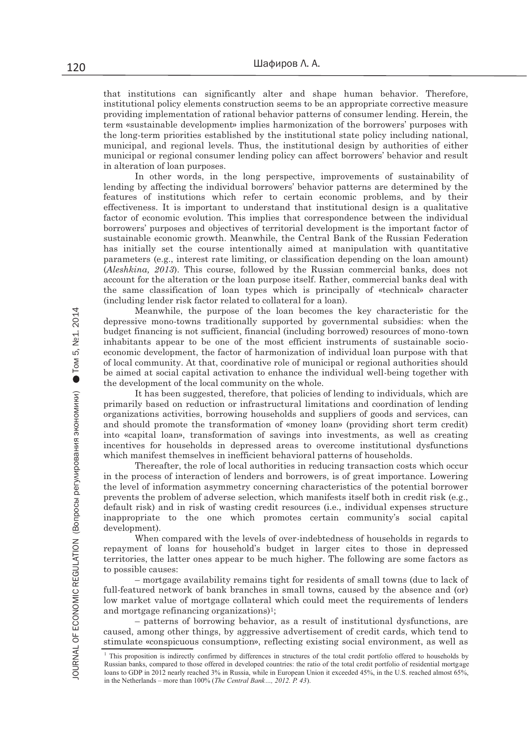that institutions can significantly alter and shape human behavior. Therefore, institutional policy elements construction seems to be an appropriate corrective measure providing implementation of rational behavior patterns of consumer lending. Herein, the term «sustainable development» implies harmonization of the borrowers' purposes with the long-term priorities established by the institutional state policy including national, municipal, and regional levels. Thus, the institutional design by authorities of either municipal or regional consumer lending policy can affect borrowers' behavior and result in alteration of loan purposes.

In other words, in the long perspective, improvements of sustainability of lending by affecting the individual borrowers' behavior patterns are determined by the features of institutions which refer to certain economic problems, and by their effectiveness. It is important to understand that institutional design is a qualitative factor of economic evolution. This implies that correspondence between the individual borrowers' purposes and objectives of territorial development is the important factor of sustainable economic growth. Meanwhile, the Central Bank of the Russian Federation has initially set the course intentionally aimed at manipulation with quantitative parameters (e.g., interest rate limiting, or classification depending on the loan amount) (*Aleshkina, 2013*). This course, followed by the Russian commercial banks, does not account for the alteration or the loan purpose itself. Rather, commercial banks deal with the same classification of loan types which is principally of «technical» character (including lender risk factor related to collateral for a loan).

Meanwhile, the purpose of the loan becomes the key characteristic for the depressive mono-towns traditionally supported by governmental subsidies: when the budget financing is not sufficient, financial (including borrowed) resources of mono-town inhabitants appear to be one of the most efficient instruments of sustainable socio-economic development, the factor of harmonization of individual loan purpose with that of local community. At that, coordinative role of municipal or regional authorities should be aimed at social capital activation to enhance the individual well-being together with the development of the local community on the whole.

It has been suggested, therefore, that policies of lending to individuals, which are primarily based on reduction or infrastructural limitations and coordination of lending organizations activities, borrowing households and suppliers of goods and services, can and should promote the transformation of «money loan» (providing short term credit) into «capital loan», transformation of savings into investments, as well as creating incentives for households in depressed areas to overcome institutional dysfunctions which manifest themselves in inefficient behavioral patterns of households.

Thereafter, the role of local authorities in reducing transaction costs which occur in the process of interaction of lenders and borrowers, is of great importance. Lowering the level of information asymmetry concerning characteristics of the potential borrower prevents the problem of adverse selection, which manifests itself both in credit risk (e.g., default risk) and in risk of wasting credit resources (i.e., individual expenses structure inappropriate to the one which promotes certain community's social capital development).

When compared with the levels of over-indebtedness of households in regards to repayment of loans for household's budget in larger cites to those in depressed territories, the latter ones appear to be much higher. The following are some factors as to possible causes:

– mortgage availability remains tight for residents of small towns (due to lack of full-featured network of bank branches in small towns, caused by the absence and (or) low market value of mortgage collateral which could meet the requirements of lenders and mortgage refinancing organizations)[1];

– patterns of borrowing behavior, as a result of institutional dysfunctions, are caused, among other things, by aggressive advertisement of credit cards, which tend to stimulate «conspicuous consumption», reflecting existing social environment, as well as

[1] This proposition is indirectly confirmed by differences in structures of the total credit portfolio offered to households by Russian banks, compared to those offered in developed countries: the ratio of the total credit portfolio of residential mortgage loans to GDP in 2012 nearly reached 3% in Russia, while in European Union it exceeded 45%, in the U.S. reached almost 65%, in the Netherlands – more than 100% (*The Central Bank…, 2012. P. 43*).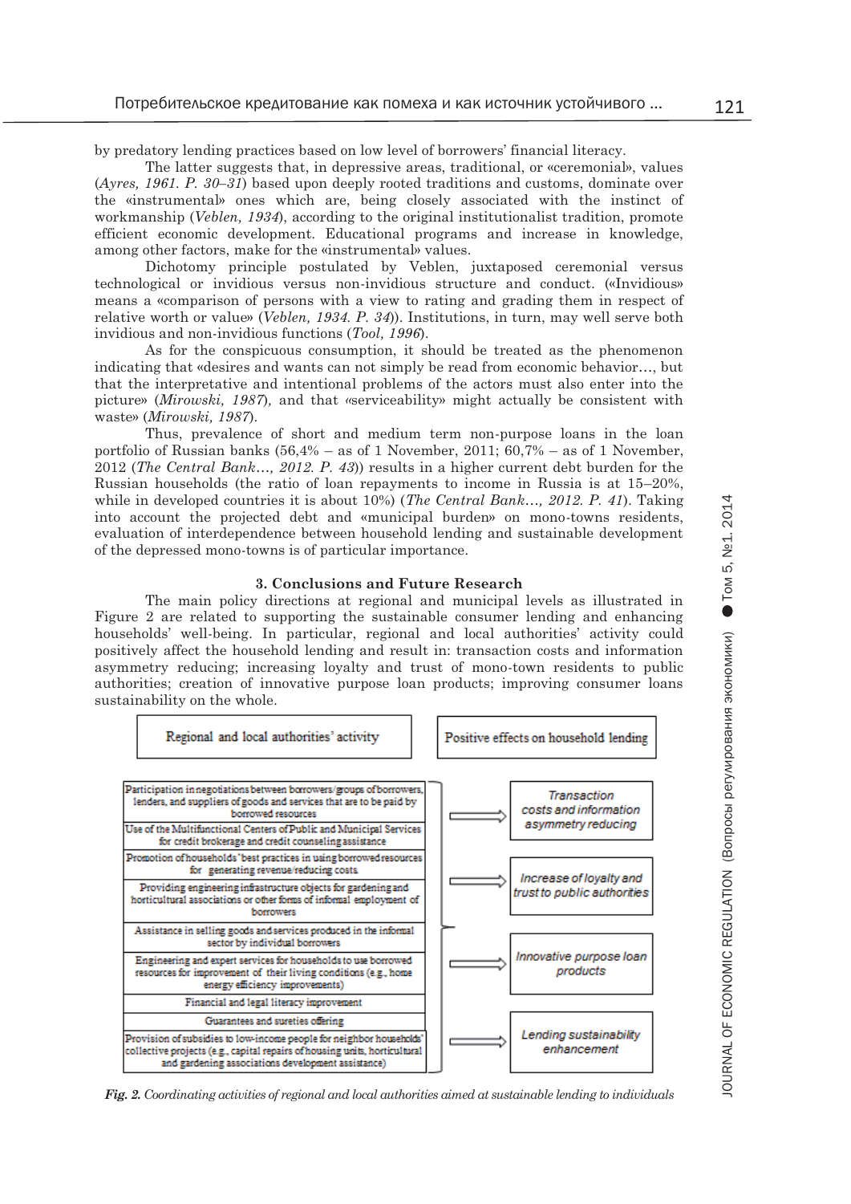by predatory lending practices based on low level of borrowers' financial literacy.

The latter suggests that, in depressive areas, traditional, or «ceremonial», values (*Ayres, 1961. P. 30–31*) based upon deeply rooted traditions and customs, dominate over the «instrumental» ones which are, being closely associated with the instinct of workmanship (*Veblen, 1934*), according to the original institutionalist tradition, promote efficient economic development. Educational programs and increase in knowledge, among other factors, make for the «instrumental» values.

Dichotomy principle postulated by Veblen, juxtaposed ceremonial versus technological or invidious versus non-invidious structure and conduct. («Invidious» means a «comparison of persons with a view to rating and grading them in respect of relative worth or value» (*Veblen, 1934. P. 34*)). Institutions, in turn, may well serve both invidious and non-invidious functions (*Tool, 1996*).

As for the conspicuous consumption, it should be treated as the phenomenon indicating that «desires and wants can not simply be read from economic behavior…, but that the interpretative and intentional problems of the actors must also enter into the picture» (*Mirowski, 1987*), and that «serviceability» might actually be consistent with waste» (*Mirowski, 1987*).

Thus, prevalence of short and medium term non-purpose loans in the loan portfolio of Russian banks (56,4% – as of 1 November, 2011; 60,7% – as of 1 November, 2012 (*The Central Bank…, 2012. P. 43*)) results in a higher current debt burden for the Russian households (the ratio of loan repayments to income in Russia is at 15–20%, while in developed countries it is about 10%) (*The Central Bank…, 2012. P. 41*). Taking into account the projected debt and «municipal burden» on mono-towns residents, evaluation of interdependence between household lending and sustainable development of the depressed mono-towns is of particular importance.

## 3. Conclusions and Future Research

The main policy directions at regional and municipal levels as illustrated in Figure 2 are related to supporting the sustainable consumer lending and enhancing households' well-being. In particular, regional and local authorities' activity could positively affect the household lending and result in: transaction costs and information asymmetry reducing; increasing loyalty and trust of mono-town residents to public authorities; creation of innovative purpose loan products; improving consumer loans sustainability on the whole.

| Regional and local authorities' activity | Positive effects on household lending |
|---|---|
| Participation in negotiations between borrowers/groups of borrowers, lenders, and suppliers of goods and services that are to be paid by borrowed resources | Transaction costs and information asymmetry reducing |
| Use of the Multifunctional Centers of Public and Municipal Services for credit brokerage and credit counseling assistance | |
| Promotion of households' best practices in using borrowed resources for generating revenue/reducing costs | Increase of loyalty and trust to public authorities |
| Providing engineering infrastructure objects for gardening and horticultural associations or other forms of informal employment of borrowers | |
| Assistance in selling goods and services produced in the informal sector by individual borrowers | |
| Engineering and expert services for households to use borrowed resources for improvement of their living conditions (e.g., home energy efficiency improvements) | Innovative purpose loan products |
| Financial and legal literacy improvement | |
| Guarantees and sureties offering | Lending sustainability enhancement |
| Provision of subsidies to low-income people for neighbor households' collective projects (e.g., capital repairs of housing units, horticultural and gardening associations development assistance) | |

*Fig. 2. Coordinating activities of regional and local authorities aimed at sustainable lending to individuals*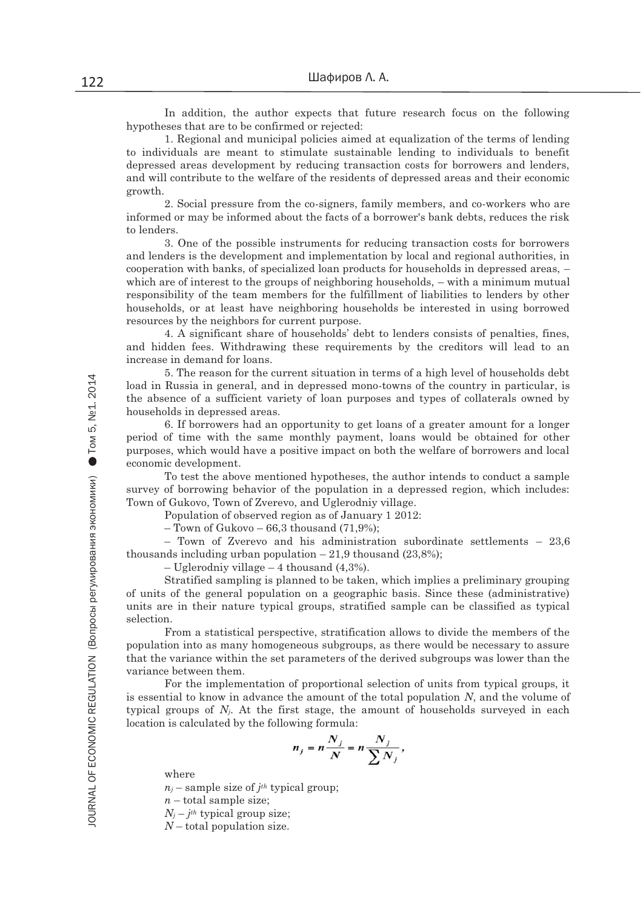In addition, the author expects that future research focus on the following hypotheses that are to be confirmed or rejected:

1. Regional and municipal policies aimed at equalization of the terms of lending to individuals are meant to stimulate sustainable lending to individuals to benefit depressed areas development by reducing transaction costs for borrowers and lenders, and will contribute to the welfare of the residents of depressed areas and their economic growth.

2. Social pressure from the co-signers, family members, and co-workers who are informed or may be informed about the facts of a borrower's bank debts, reduces the risk to lenders.

3. One of the possible instruments for reducing transaction costs for borrowers and lenders is the development and implementation by local and regional authorities, in cooperation with banks, of specialized loan products for households in depressed areas, – which are of interest to the groups of neighboring households, – with a minimum mutual responsibility of the team members for the fulfillment of liabilities to lenders by other households, or at least have neighboring households be interested in using borrowed resources by the neighbors for current purpose.

4. A significant share of households' debt to lenders consists of penalties, fines, and hidden fees. Withdrawing these requirements by the creditors will lead to an increase in demand for loans.

5. The reason for the current situation in terms of a high level of households debt load in Russia in general, and in depressed mono-towns of the country in particular, is the absence of a sufficient variety of loan purposes and types of collaterals owned by households in depressed areas.

6. If borrowers had an opportunity to get loans of a greater amount for a longer period of time with the same monthly payment, loans would be obtained for other purposes, which would have a positive impact on both the welfare of borrowers and local economic development.

To test the above mentioned hypotheses, the author intends to conduct a sample survey of borrowing behavior of the population in a depressed region, which includes: Town of Gukovo, Town of Zverevo, and Uglerodniy village.

Population of observed region as of January 1 2012:

– Town of Gukovo – 66,3 thousand (71,9%);

– Town of Zverevo and his administration subordinate settlements – 23,6 thousands including urban population – 21,9 thousand (23,8%);

– Uglerodniy village – 4 thousand (4,3%).

Stratified sampling is planned to be taken, which implies a preliminary grouping of units of the general population on a geographic basis. Since these (administrative) units are in their nature typical groups, stratified sample can be classified as typical selection.

From a statistical perspective, stratification allows to divide the members of the population into as many homogeneous subgroups, as there would be necessary to assure that the variance within the set parameters of the derived subgroups was lower than the variance between them.

For the implementation of proportional selection of units from typical groups, it is essential to know in advance the amount of the total population $N$, and the volume of typical groups of $N_j$. At the first stage, the amount of households surveyed in each location is calculated by the following formula:

$$n_j = n\frac{N_j}{N} = n\frac{N_j}{\sum N_j},$$

where

$n_j$ – sample size of $j^{th}$ typical group;

$n$ – total sample size;

$N_j$ – $j^{th}$ typical group size;

$N$ – total population size.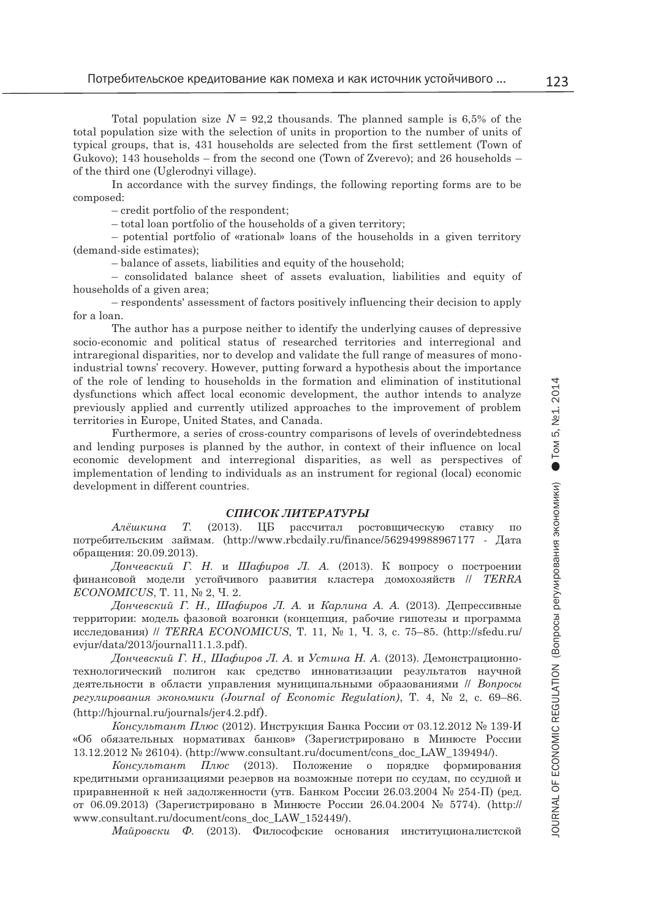Total population size $N$ = 92,2 thousands. The planned sample is 6,5% of the total population size with the selection of units in proportion to the number of units of typical groups, that is, 431 households are selected from the first settlement (Town of Gukovo); 143 households – from the second one (Town of Zverevo); and 26 households – of the third one (Uglerodnyi village).

In accordance with the survey findings, the following reporting forms are to be composed:

– credit portfolio of the respondent;

– total loan portfolio of the households of a given territory;

– potential portfolio of «rational» loans of the households in a given territory (demand-side estimates);

– balance of assets, liabilities and equity of the household;

– consolidated balance sheet of assets evaluation, liabilities and equity of households of a given area;

– respondents' assessment of factors positively influencing their decision to apply for a loan.

The author has a purpose neither to identify the underlying causes of depressive socio-economic and political status of researched territories and interregional and intraregional disparities, nor to develop and validate the full range of measures of mono-industrial towns' recovery. However, putting forward a hypothesis about the importance of the role of lending to households in the formation and elimination of institutional dysfunctions which affect local economic development, the author intends to analyze previously applied and currently utilized approaches to the improvement of problem territories in Europe, United States, and Canada.

Furthermore, a series of cross-country comparisons of levels of overindebtedness and lending purposes is planned by the author, in context of their influence on local economic development and interregional disparities, as well as perspectives of implementation of lending to individuals as an instrument for regional (local) economic development in different countries.

### *СПИСОК ЛИТЕРАТУРЫ*

*Алёшкина Т.* (2013). ЦБ рассчитал ростовщическую ставку по потребительским займам. (http://www.rbcdaily.ru/finance/562949988967177 - Дата обращения: 20.09.2013).

*Дончевский Г. Н.* и *Шафиров Л. А.* (2013). К вопросу о построении финансовой модели устойчивого развития кластера домохозяйств // *TERRA ECONOMICUS*, Т. 11, № 2, Ч. 2.

*Дончевский Г. Н., Шафиров Л. А.* и *Карлина А. А.* (2013). Депрессивные территории: модель фазовой возгонки (концепция, рабочие гипотезы и программа исследования) // *TERRA ECONOMICUS*, Т. 11, № 1, Ч. 3, с. 75–85. (http://sfedu.ru/evjur/data/2013/journal11.1.3.pdf).

*Дончевский Г. Н., Шафиров Л. А.* и *Устина Н. А.* (2013). Демонстрационно-технологический полигон как средство инноватизации результатов научной деятельности в области управления муниципальными образованиями // *Вопросы регулирования экономики (Journal of Economic Regulation)*, Т. 4, № 2, с. 69–86. (http://hjournal.ru/journals/jer4.2.pdf).

*Консультант Плюс* (2012). Инструкция Банка России от 03.12.2012 № 139-И «Об обязательных нормативах банков» (Зарегистрировано в Минюсте России 13.12.2012 № 26104). (http://www.consultant.ru/document/cons_doc_LAW_139494/).

*Консультант Плюс* (2013). Положение о порядке формирования кредитными организациями резервов на возможные потери по ссудам, по ссудной и приравненной к ней задолженности (утв. Банком России 26.03.2004 № 254-П) (ред. от 06.09.2013) (Зарегистрировано в Минюсте России 26.04.2004 № 5774). (http://www.consultant.ru/document/cons_doc_LAW_152449/).

*Майровски Ф.* (2013). Философские основания институционалистской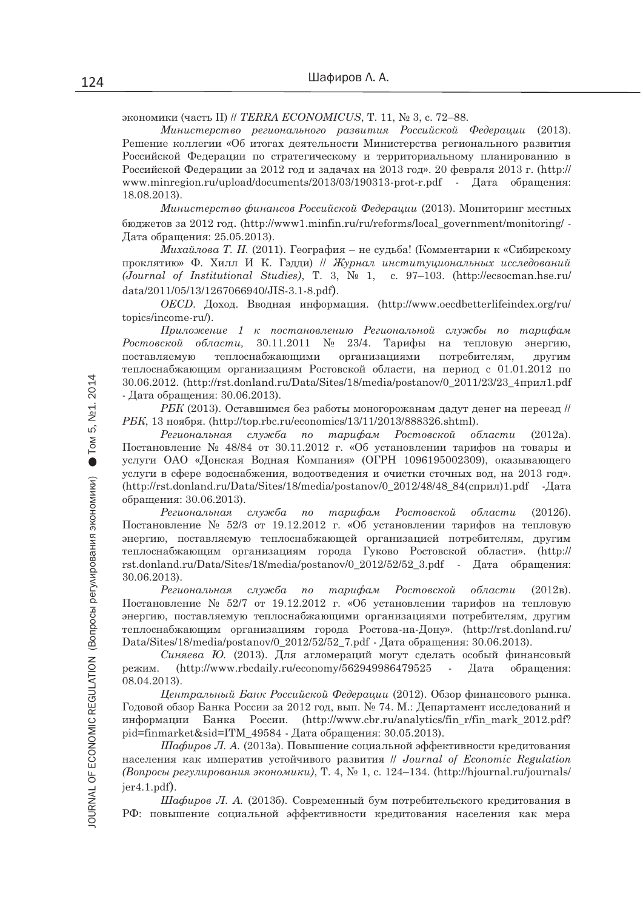экономики (часть II) // *TERRA ECONOMICUS*, Т. 11, № 3, с. 72–88.

*Министерство регионального развития Российской Федерации* (2013). Решение коллегии «Об итогах деятельности Министерства регионального развития Российской Федерации по стратегическому и территориальному планированию в Российской Федерации за 2012 год и задачах на 2013 год». 20 февраля 2013 г. (http://www.minregion.ru/upload/documents/2013/03/190313-prot-r.pdf - Дата обращения: 18.08.2013).

*Министерство финансов Российской Федерации* (2013). Мониторинг местных бюджетов за 2012 год. (http://www1.minfin.ru/ru/reforms/local_government/monitoring/ - Дата обращения: 25.05.2013).

*Михайлова Т. Н.* (2011). География – не судьба! (Комментарии к «Сибирскому проклятию» Ф. Хилл И К. Гэдди) // *Журнал институциональных исследований (Journal of Institutional Studies)*, Т. 3, № 1, с. 97–103. (http://ecsocman.hse.ru/data/2011/05/13/1267066940/JIS-3.1-8.pdf).

*OECD*. Доход. Вводная информация. (http://www.oecdbetterlifeindex.org/ru/topics/income-ru/).

*Приложение 1 к постановлению Региональной службы по тарифам Ростовской области,* 30.11.2011 № 23/4. Тарифы на тепловую энергию, поставляемую теплоснабжающими организациями потребителям, другим теплоснабжающим организациям Ростовской области, на период с 01.01.2012 по 30.06.2012. (http://rst.donland.ru/Data/Sites/18/media/postanov/0_2011/23/23_4прил1.pdf - Дата обращения: 30.06.2013).

*РБК* (2013). Оставшимся без работы моногорожанам дадут денег на переезд // *РБК*, 13 ноября. (http://top.rbc.ru/economics/13/11/2013/888326.shtml).

*Региональная служба по тарифам Ростовской области* (2012а). Постановление № 48/84 от 30.11.2012 г. «Об установлении тарифов на товары и услуги ОАО «Донская Водная Компания» (ОГРН 1096195002309), оказывающего услуги в сфере водоснабжения, водоотведения и очистки сточных вод, на 2013 год». (http://rst.donland.ru/Data/Sites/18/media/postanov/0_2012/48/48_84(сприл)1.pdf -Дата обращения: 30.06.2013).

*Региональная служба по тарифам Ростовской области* (2012б). Постановление № 52/3 от 19.12.2012 г. «Об установлении тарифов на тепловую энергию, поставляемую теплоснабжающей организацией потребителям, другим теплоснабжающим организациям города Гуково Ростовской области». (http://rst.donland.ru/Data/Sites/18/media/postanov/0_2012/52/52_3.pdf - Дата обращения: 30.06.2013).

*Региональная служба по тарифам Ростовской области* (2012в). Постановление № 52/7 от 19.12.2012 г. «Об установлении тарифов на тепловую энергию, поставляемую теплоснабжающими организациями потребителям, другим теплоснабжающим организациям города Ростова-на-Дону». (http://rst.donland.ru/Data/Sites/18/media/postanov/0_2012/52/52_7.pdf - Дата обращения: 30.06.2013).

*Синяева Ю.* (2013). Для агломераций могут сделать особый финансовый режим. (http://www.rbcdaily.ru/economy/562949986479525 - Дата обращения: 08.04.2013).

*Центральный Банк Российской Федерации* (2012). Обзор финансового рынка. Годовой обзор Банка России за 2012 год, вып. № 74. М.: Департамент исследований и информации Банка России. (http://www.cbr.ru/analytics/fin_r/fin_mark_2012.pdf?pid=finmarket&sid=ITM_49584 - Дата обращения: 30.05.2013).

*Шафиров Л. А.* (2013а). Повышение социальной эффективности кредитования населения как императив устойчивого развития // *Journal of Economic Regulation (Вопросы регулирования экономики)*, Т. 4, № 1, с. 124–134. (http://hjournal.ru/journals/jer4.1.pdf).

*Шафиров Л. А.* (2013б). Современный бум потребительского кредитования в РФ: повышение социальной эффективности кредитования населения как мера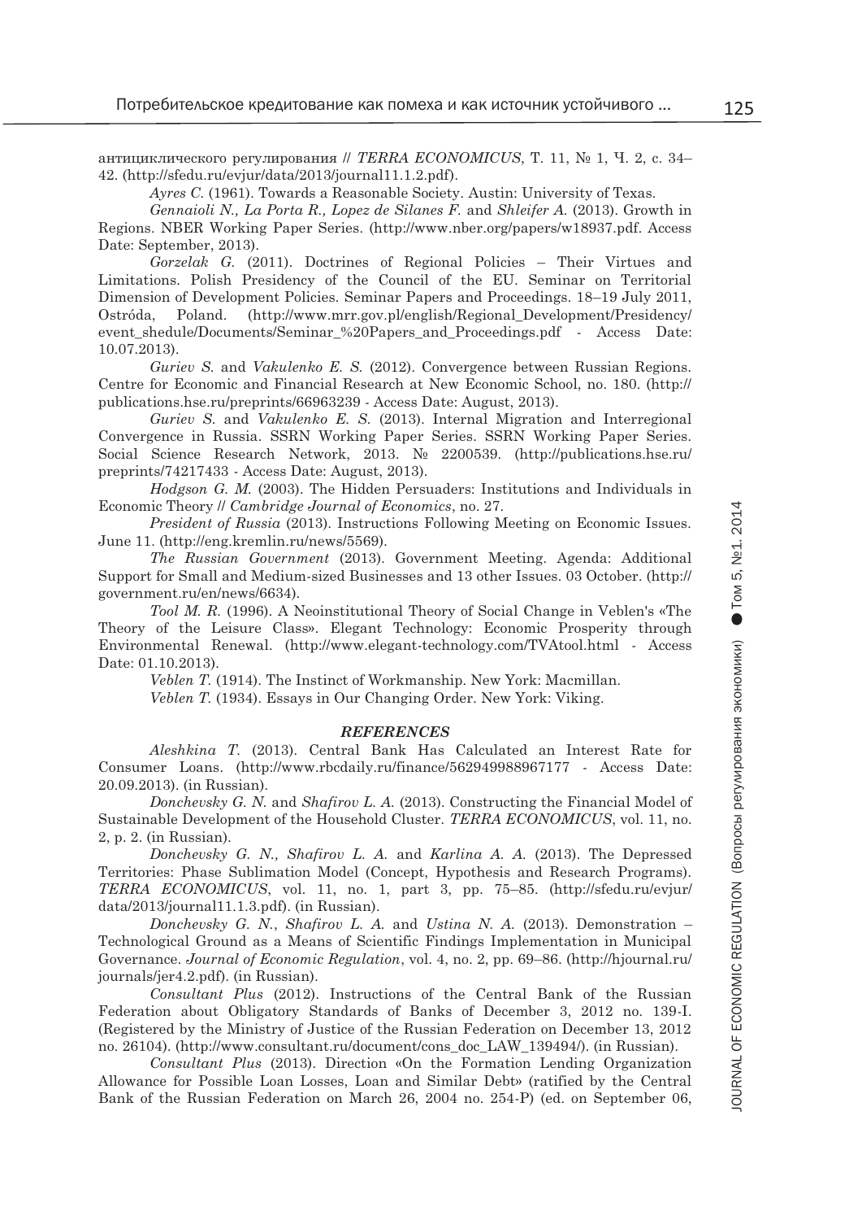антициклического регулирования // *TERRA ECONOMICUS*, Т. 11, № 1, Ч. 2, с. 34–42. (http://sfedu.ru/evjur/data/2013/journal11.1.2.pdf).

*Ayres C.* (1961). Towards a Reasonable Society. Austin: University of Texas.

*Gennaioli N., La Porta R., Lopez de Silanes F.* and *Shleifer A.* (2013). Growth in Regions. NBER Working Paper Series. (http://www.nber.org/papers/w18937.pdf. Access Date: September, 2013).

*Gorzelak G.* (2011). Doctrines of Regional Policies – Their Virtues and Limitations. Polish Presidency of the Council of the EU. Seminar on Territorial Dimension of Development Policies. Seminar Papers and Proceedings. 18–19 July 2011, Ostróda, Poland. (http://www.mrr.gov.pl/english/Regional_Development/Presidency/event_shedule/Documents/Seminar_%20Papers_and_Proceedings.pdf - Access Date: 10.07.2013).

*Guriev S.* and *Vakulenko E. S.* (2012). Convergence between Russian Regions. Centre for Economic and Financial Research at New Economic School, no. 180. (http://publications.hse.ru/preprints/66963239 - Access Date: August, 2013).

*Guriev S.* and *Vakulenko E. S.* (2013). Internal Migration and Interregional Convergence in Russia. SSRN Working Paper Series. SSRN Working Paper Series. Social Science Research Network, 2013. № 2200539. (http://publications.hse.ru/preprints/74217433 - Access Date: August, 2013).

*Hodgson G. M.* (2003). The Hidden Persuaders: Institutions and Individuals in Economic Theory // *Cambridge Journal of Economics*, no. 27.

*President of Russia* (2013). Instructions Following Meeting on Economic Issues. June 11. (http://eng.kremlin.ru/news/5569).

*The Russian Government* (2013). Government Meeting. Agenda: Additional Support for Small and Medium-sized Businesses and 13 other Issues. 03 October. (http://government.ru/en/news/6634).

*Tool M. R.* (1996). A Neoinstitutional Theory of Social Change in Veblen's «The Theory of the Leisure Class». Elegant Technology: Economic Prosperity through Environmental Renewal. (http://www.elegant-technology.com/TVAtool.html - Access Date: 01.10.2013).

*Veblen T.* (1914). The Instinct of Workmanship. New York: Macmillan.

*Veblen T.* (1934). Essays in Our Changing Order. New York: Viking.

### *REFERENCES*

*Aleshkina T.* (2013). Central Bank Has Calculated an Interest Rate for Consumer Loans. (http://www.rbcdaily.ru/finance/562949988967177 - Access Date: 20.09.2013). (in Russian).

*Donchevsky G. N.* and *Shafirov L. A.* (2013). Constructing the Financial Model of Sustainable Development of the Household Cluster. *TERRA ECONOMICUS*, vol. 11, no. 2, p. 2. (in Russian).

*Donchevsky G. N., Shafirov L. A.* and *Karlina A. A.* (2013). The Depressed Territories: Phase Sublimation Model (Concept, Hypothesis and Research Programs). *TERRA ECONOMICUS*, vol. 11, no. 1, part 3, pp. 75–85. (http://sfedu.ru/evjur/data/2013/journal11.1.3.pdf). (in Russian).

*Donchevsky G. N.*, *Shafirov L. A.* and *Ustina N. A.* (2013). Demonstration – Technological Ground as a Means of Scientific Findings Implementation in Municipal Governance. *Journal of Economic Regulation*, vol. 4, no. 2, pp. 69–86. (http://hjournal.ru/journals/jer4.2.pdf). (in Russian).

*Consultant Plus* (2012). Instructions of the Central Bank of the Russian Federation about Obligatory Standards of Banks of December 3, 2012 no. 139-I. (Registered by the Ministry of Justice of the Russian Federation on December 13, 2012 no. 26104). (http://www.consultant.ru/document/cons_doc_LAW_139494/). (in Russian).

*Consultant Plus* (2013). Direction «On the Formation Lending Organization Allowance for Possible Loan Losses, Loan and Similar Debt» (ratified by the Central Bank of the Russian Federation on March 26, 2004 no. 254-P) (ed. on September 06,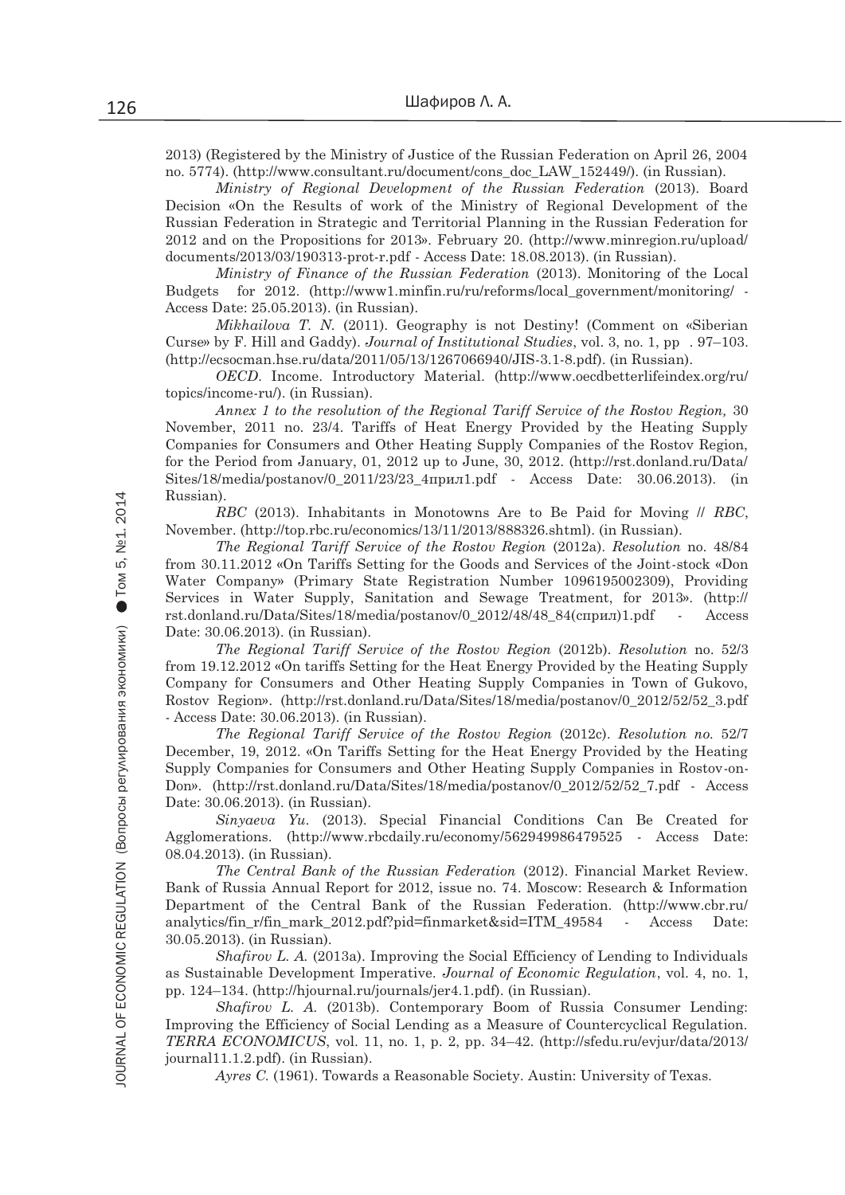2013) (Registered by the Ministry of Justice of the Russian Federation on April 26, 2004 no. 5774). (http://www.consultant.ru/document/cons_doc_LAW_152449/). (in Russian).

*Ministry of Regional Development of the Russian Federation* (2013). Board Decision «On the Results of work of the Ministry of Regional Development of the Russian Federation in Strategic and Territorial Planning in the Russian Federation for 2012 and on the Propositions for 2013». February 20. (http://www.minregion.ru/upload/documents/2013/03/190313-prot-r.pdf - Access Date: 18.08.2013). (in Russian).

*Ministry of Finance of the Russian Federation* (2013). Monitoring of the Local Budgets for 2012. (http://www1.minfin.ru/ru/reforms/local_government/monitoring/ - Access Date: 25.05.2013). (in Russian).

*Mikhailova T. N.* (2011). Geography is not Destiny! (Comment on «Siberian Curse» by F. Hill and Gaddy). *Journal of Institutional Studies*, vol. 3, no. 1, pp . 97–103. (http://ecsocman.hse.ru/data/2011/05/13/1267066940/JIS-3.1-8.pdf). (in Russian).

*OECD*. Income. Introductory Material. (http://www.oecdbetterlifeindex.org/ru/topics/income-ru/). (in Russian).

*Annex 1 to the resolution of the Regional Tariff Service of the Rostov Region,* 30 November, 2011 no. 23/4. Tariffs of Heat Energy Provided by the Heating Supply Companies for Consumers and Other Heating Supply Companies of the Rostov Region, for the Period from January, 01, 2012 up to June, 30, 2012. (http://rst.donland.ru/Data/Sites/18/media/postanov/0_2011/23/23_4прил1.pdf - Access Date: 30.06.2013). (in Russian).

*RBC* (2013). Inhabitants in Monotowns Are to Be Paid for Moving // *RBC*, November. (http://top.rbc.ru/economics/13/11/2013/888326.shtml). (in Russian).

*The Regional Tariff Service of the Rostov Region* (2012a). *Resolution* no. 48/84 from 30.11.2012 «On Tariffs Setting for the Goods and Services of the Joint-stock «Don Water Company» (Primary State Registration Number 1096195002309), Providing Services in Water Supply, Sanitation and Sewage Treatment, for 2013». (http://rst.donland.ru/Data/Sites/18/media/postanov/0_2012/48/48_84(сприл)1.pdf - Access Date: 30.06.2013). (in Russian).

*The Regional Tariff Service of the Rostov Region* (2012b). *Resolution* no. 52/3 from 19.12.2012 «On tariffs Setting for the Heat Energy Provided by the Heating Supply Company for Consumers and Other Heating Supply Companies in Town of Gukovo, Rostov Region». (http://rst.donland.ru/Data/Sites/18/media/postanov/0_2012/52/52_3.pdf - Access Date: 30.06.2013). (in Russian).

*The Regional Tariff Service of the Rostov Region* (2012c). *Resolution no.* 52/7 December, 19, 2012. «On Tariffs Setting for the Heat Energy Provided by the Heating Supply Companies for Consumers and Other Heating Supply Companies in Rostov-on-Don». (http://rst.donland.ru/Data/Sites/18/media/postanov/0_2012/52/52_7.pdf - Access Date: 30.06.2013). (in Russian).

*Sinyaeva Yu.* (2013). Special Financial Conditions Can Be Created for Agglomerations. (http://www.rbcdaily.ru/economy/562949986479525 - Access Date: 08.04.2013). (in Russian).

*The Central Bank of the Russian Federation* (2012). Financial Market Review. Bank of Russia Annual Report for 2012, issue no. 74. Moscow: Research & Information Department of the Central Bank of the Russian Federation. (http://www.cbr.ru/analytics/fin_r/fin_mark_2012.pdf?pid=finmarket&sid=ITM_49584 - Access Date: 30.05.2013). (in Russian).

*Shafirov L. A.* (2013a). Improving the Social Efficiency of Lending to Individuals as Sustainable Development Imperative. *Journal of Economic Regulation*, vol. 4, no. 1, pp. 124–134. (http://hjournal.ru/journals/jer4.1.pdf). (in Russian).

*Shafirov L. A.* (2013b). Contemporary Boom of Russia Consumer Lending: Improving the Efficiency of Social Lending as a Measure of Countercyclical Regulation. *TERRA ECONOMICUS*, vol. 11, no. 1, p. 2, pp. 34–42. (http://sfedu.ru/evjur/data/2013/journal11.1.2.pdf). (in Russian).

*Ayres C.* (1961). Towards a Reasonable Society. Austin: University of Texas.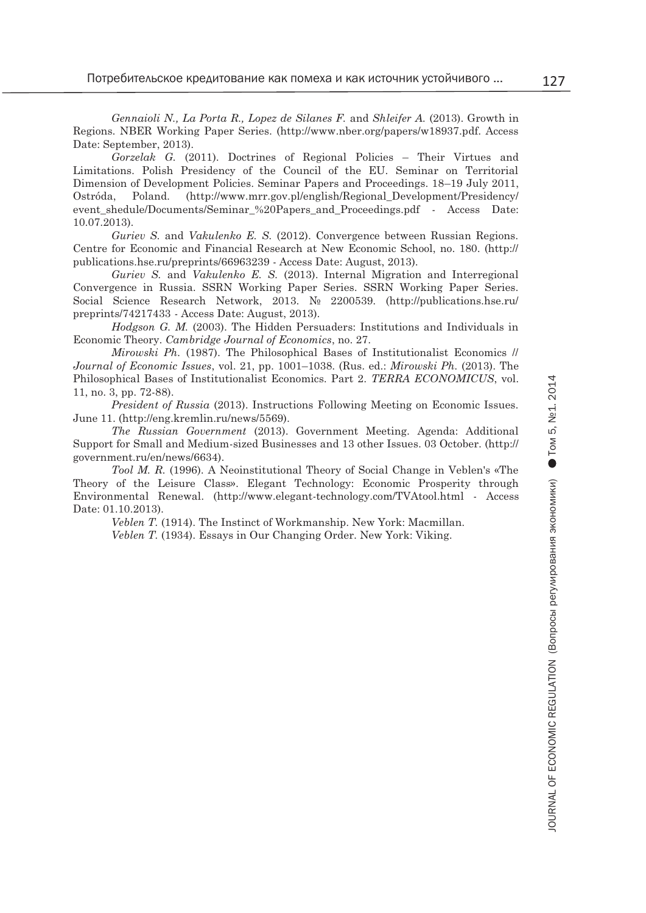*Gennaioli N., La Porta R., Lopez de Silanes F.* and *Shleifer A.* (2013). Growth in Regions. NBER Working Paper Series. (http://www.nber.org/papers/w18937.pdf. Access Date: September, 2013).

*Gorzelak G.* (2011). Doctrines of Regional Policies – Their Virtues and Limitations. Polish Presidency of the Council of the EU. Seminar on Territorial Dimension of Development Policies. Seminar Papers and Proceedings. 18–19 July 2011, Ostróda, Poland. (http://www.mrr.gov.pl/english/Regional_Development/Presidency/event_shedule/Documents/Seminar_%20Papers_and_Proceedings.pdf - Access Date: 10.07.2013).

*Guriev S.* and *Vakulenko E. S.* (2012). Convergence between Russian Regions. Centre for Economic and Financial Research at New Economic School, no. 180. (http://publications.hse.ru/preprints/66963239 - Access Date: August, 2013).

*Guriev S.* and *Vakulenko E. S.* (2013). Internal Migration and Interregional Convergence in Russia. SSRN Working Paper Series. SSRN Working Paper Series. Social Science Research Network, 2013. № 2200539. (http://publications.hse.ru/preprints/74217433 - Access Date: August, 2013).

*Hodgson G. M.* (2003). The Hidden Persuaders: Institutions and Individuals in Economic Theory. *Cambridge Journal of Economics*, no. 27.

*Mirowski Ph.* (1987). The Philosophical Bases of Institutionalist Economics // *Journal of Economic Issues*, vol. 21, pp. 1001–1038. (Rus. ed.: *Mirowski Ph.* (2013). The Philosophical Bases of Institutionalist Economics. Part 2. *TERRA ECONOMICUS*, vol. 11, no. 3, pp. 72-88).

*President of Russia* (2013). Instructions Following Meeting on Economic Issues. June 11. (http://eng.kremlin.ru/news/5569).

*The Russian Government* (2013). Government Meeting. Agenda: Additional Support for Small and Medium-sized Businesses and 13 other Issues. 03 October. (http://government.ru/en/news/6634).

*Tool M. R.* (1996). A Neoinstitutional Theory of Social Change in Veblen's «The Theory of the Leisure Class». Elegant Technology: Economic Prosperity through Environmental Renewal. (http://www.elegant-technology.com/TVAtool.html - Access Date: 01.10.2013).

*Veblen T.* (1914). The Instinct of Workmanship. New York: Macmillan.

*Veblen T.* (1934). Essays in Our Changing Order. New York: Viking.